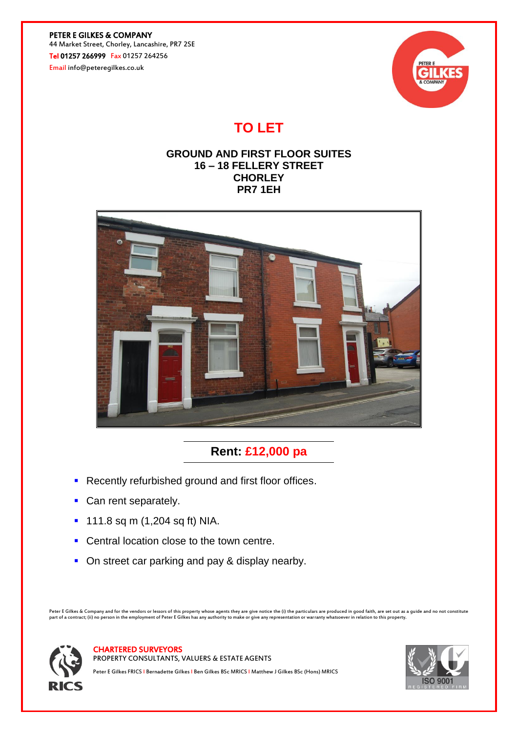**PETER E GILKES & COMPANY**
44 Market Street, Chorley, Lancashire, PR7 2SE
Tel 01257 266999 Fax 01257 264256
Email info@peteregilkes.co.uk

# TO LET

## GROUND AND FIRST FLOOR SUITES
## 16 – 18 FELLERY STREET
## CHORLEY
## PR7 1EH

## Rent: £12,000 pa

- Recently refurbished ground and first floor offices.
- Can rent separately.
- 111.8 sq m (1,204 sq ft) NIA.
- Central location close to the town centre.
- On street car parking and pay & display nearby.

Peter E Gilkes & Company and for the vendors or lessors of this property whose agents they are give notice the (i) the particulars are produced in good faith, are set out as a guide and no not constitute part of a contract; (ii) no person in the employment of Peter E Gilkes has any authority to make or give any representation or warranty whatsoever in relation to this property.

CHARTERED SURVEYORS
PROPERTY CONSULTANTS, VALUERS & ESTATE AGENTS
Peter E Gilkes FRICS | Bernadette Gilkes | Ben Gilkes BSc MRICS | Matthew J Gilkes BSc (Hons) MRICS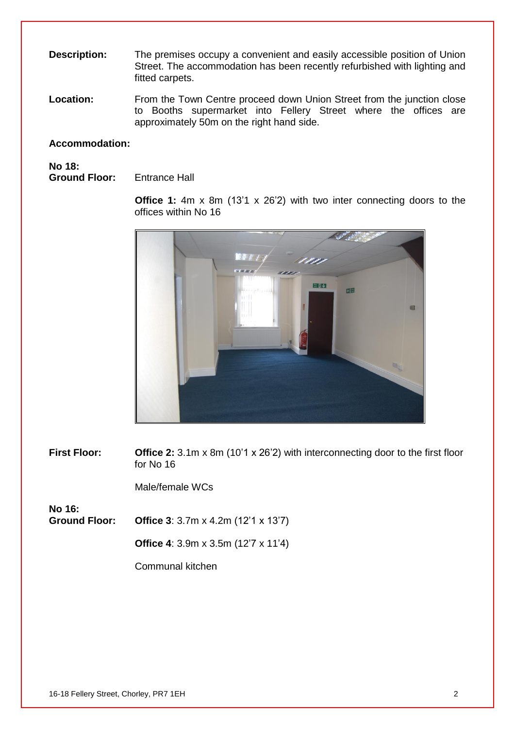**Description:** The premises occupy a convenient and easily accessible position of Union Street. The accommodation has been recently refurbished with lighting and fitted carpets.

**Location:** From the Town Centre proceed down Union Street from the junction close to Booths supermarket into Fellery Street where the offices are approximately 50m on the right hand side.

**Accommodation:**

**No 18:**

**Ground Floor:** Entrance Hall

**Office 1:** 4m x 8m (13'1 x 26'2) with two inter connecting doors to the offices within No 16

**First Floor:** **Office 2:** 3.1m x 8m (10'1 x 26'2) with interconnecting door to the first floor for No 16

Male/female WCs

**No 16:**

**Ground Floor:** **Office 3**: 3.7m x 4.2m (12'1 x 13'7)

**Office 4**: 3.9m x 3.5m (12'7 x 11'4)

Communal kitchen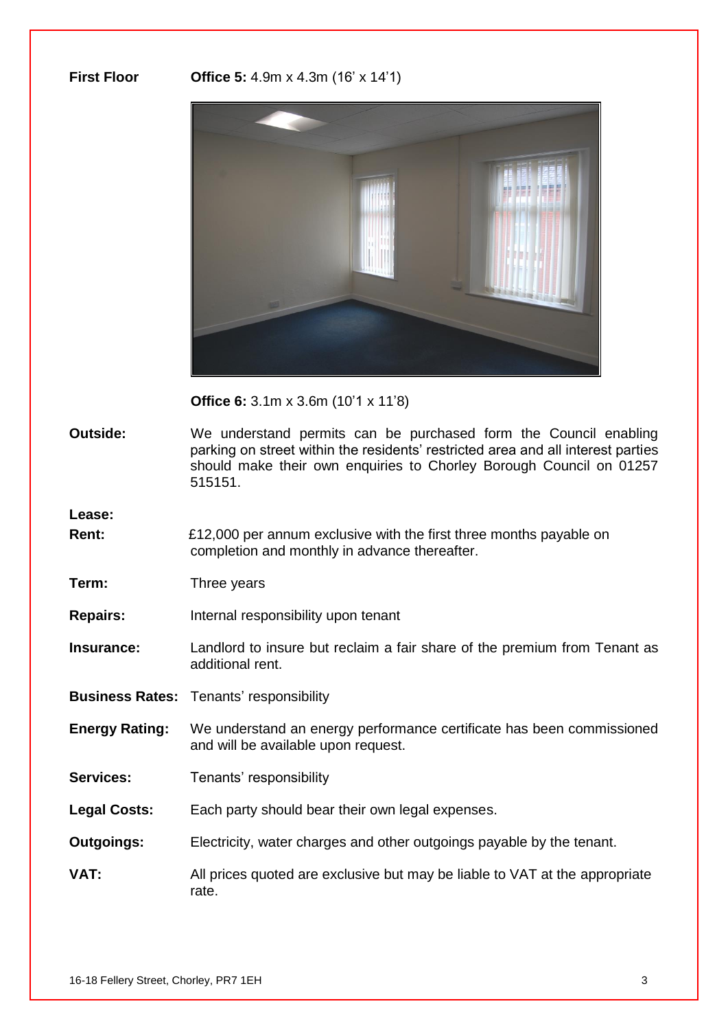**First Floor** **Office 5:** 4.9m x 4.3m (16' x 14'1)

**Office 6:** 3.1m x 3.6m (10'1 x 11'8)

**Outside:** We understand permits can be purchased form the Council enabling parking on street within the residents' restricted area and all interest parties should make their own enquiries to Chorley Borough Council on 01257 515151.

**Lease:**

**Rent:** £12,000 per annum exclusive with the first three months payable on completion and monthly in advance thereafter.

**Term:** Three years

**Repairs:** Internal responsibility upon tenant

**Insurance:** Landlord to insure but reclaim a fair share of the premium from Tenant as additional rent.

**Business Rates:** Tenants' responsibility

**Energy Rating:** We understand an energy performance certificate has been commissioned and will be available upon request.

**Services:** Tenants' responsibility

**Legal Costs:** Each party should bear their own legal expenses.

**Outgoings:** Electricity, water charges and other outgoings payable by the tenant.

**VAT:** All prices quoted are exclusive but may be liable to VAT at the appropriate rate.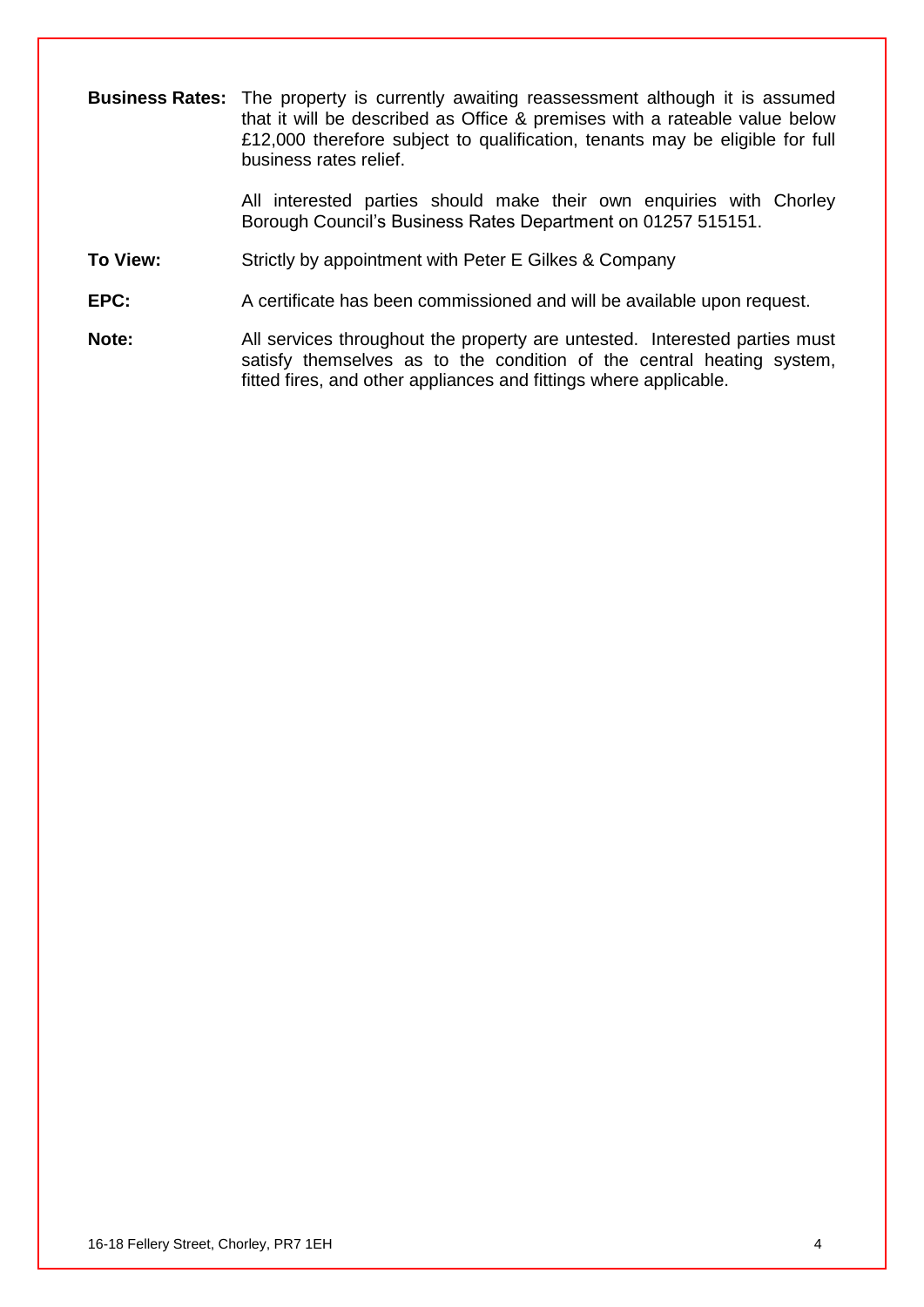**Business Rates:** The property is currently awaiting reassessment although it is assumed that it will be described as Office & premises with a rateable value below £12,000 therefore subject to qualification, tenants may be eligible for full business rates relief.

All interested parties should make their own enquiries with Chorley Borough Council's Business Rates Department on 01257 515151.

**To View:** Strictly by appointment with Peter E Gilkes & Company

**EPC:** A certificate has been commissioned and will be available upon request.

**Note:** All services throughout the property are untested. Interested parties must satisfy themselves as to the condition of the central heating system, fitted fires, and other appliances and fittings where applicable.